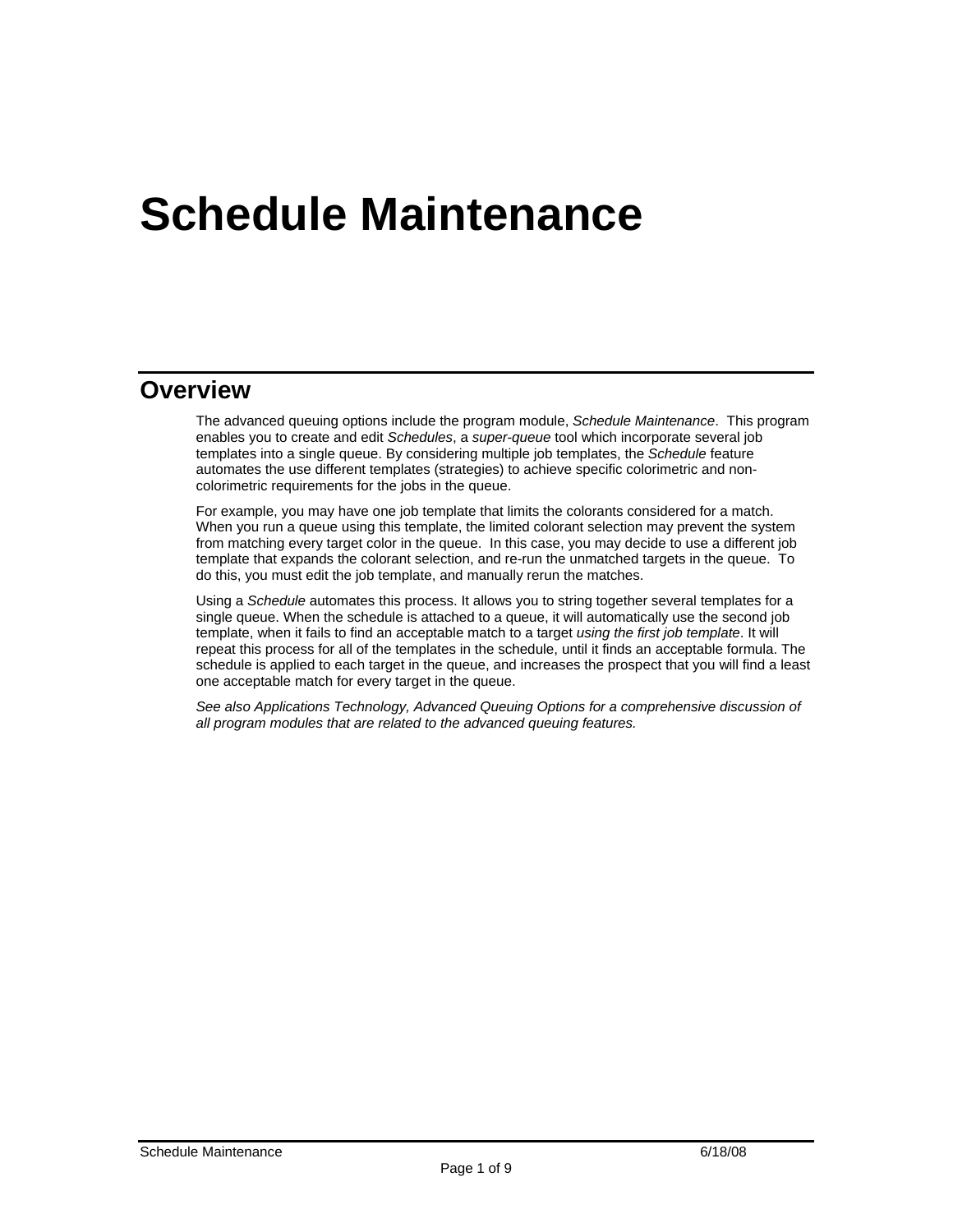# Schedule Maintenance

## Overview

The advanced queuing options include the program module, *Schedule Maintenance*. This program enables you to create and edit *Schedules*, a *super-queue* tool which incorporate several job templates into a single queue. By considering multiple job templates, the *Schedule* feature automates the use different templates (strategies) to achieve specific colorimetric and non-colorimetric requirements for the jobs in the queue.

For example, you may have one job template that limits the colorants considered for a match. When you run a queue using this template, the limited colorant selection may prevent the system from matching every target color in the queue. In this case, you may decide to use a different job template that expands the colorant selection, and re-run the unmatched targets in the queue. To do this, you must edit the job template, and manually rerun the matches.

Using a *Schedule* automates this process. It allows you to string together several templates for a single queue. When the schedule is attached to a queue, it will automatically use the second job template, when it fails to find an acceptable match to a target *using the first job template*. It will repeat this process for all of the templates in the schedule, until it finds an acceptable formula. The schedule is applied to each target in the queue, and increases the prospect that you will find a least one acceptable match for every target in the queue.

*See also Applications Technology, Advanced Queuing Options for a comprehensive discussion of all program modules that are related to the advanced queuing features.*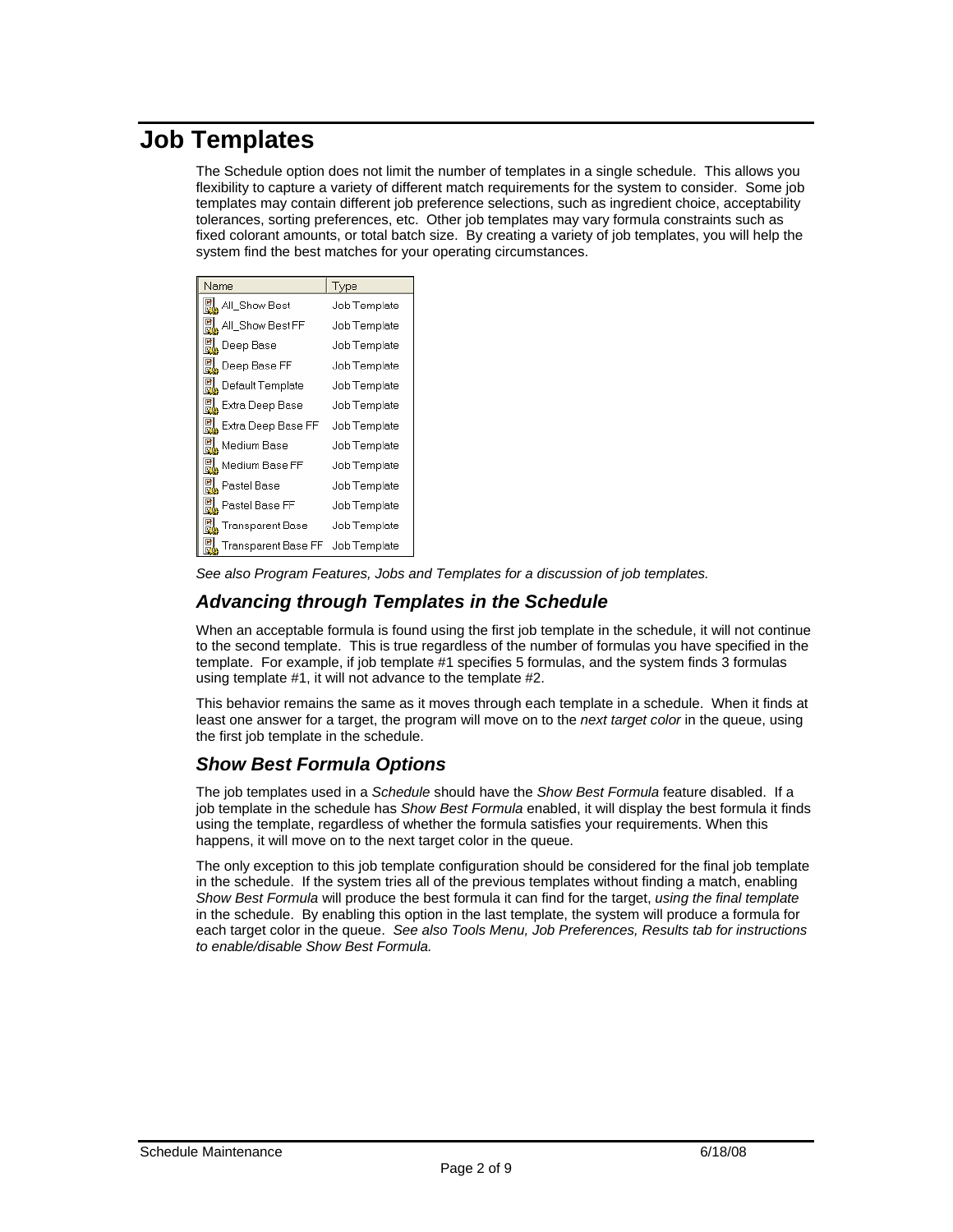# Job Templates

The Schedule option does not limit the number of templates in a single schedule. This allows you flexibility to capture a variety of different match requirements for the system to consider. Some job templates may contain different job preference selections, such as ingredient choice, acceptability tolerances, sorting preferences, etc. Other job templates may vary formula constraints such as fixed colorant amounts, or total batch size. By creating a variety of job templates, you will help the system find the best matches for your operating circumstances.

| Name | Type |
|---|---|
| All_Show Best | Job Template |
| All_Show Best FF | Job Template |
| Deep Base | Job Template |
| Deep Base FF | Job Template |
| Default Template | Job Template |
| Extra Deep Base | Job Template |
| Extra Deep Base FF | Job Template |
| Medium Base | Job Template |
| Medium Base FF | Job Template |
| Pastel Base | Job Template |
| Pastel Base FF | Job Template |
| Transparent Base | Job Template |
| Transparent Base FF | Job Template |

*See also Program Features, Jobs and Templates for a discussion of job templates.*

## *Advancing through Templates in the Schedule*

When an acceptable formula is found using the first job template in the schedule, it will not continue to the second template. This is true regardless of the number of formulas you have specified in the template. For example, if job template #1 specifies 5 formulas, and the system finds 3 formulas using template #1, it will not advance to the template #2.

This behavior remains the same as it moves through each template in a schedule. When it finds at least one answer for a target, the program will move on to the *next target color* in the queue, using the first job template in the schedule.

## *Show Best Formula Options*

The job templates used in a *Schedule* should have the *Show Best Formula* feature disabled. If a job template in the schedule has *Show Best Formula* enabled, it will display the best formula it finds using the template, regardless of whether the formula satisfies your requirements. When this happens, it will move on to the next target color in the queue.

The only exception to this job template configuration should be considered for the final job template in the schedule. If the system tries all of the previous templates without finding a match, enabling *Show Best Formula* will produce the best formula it can find for the target, *using the final template* in the schedule. By enabling this option in the last template, the system will produce a formula for each target color in the queue. *See also Tools Menu, Job Preferences, Results tab for instructions to enable/disable Show Best Formula.*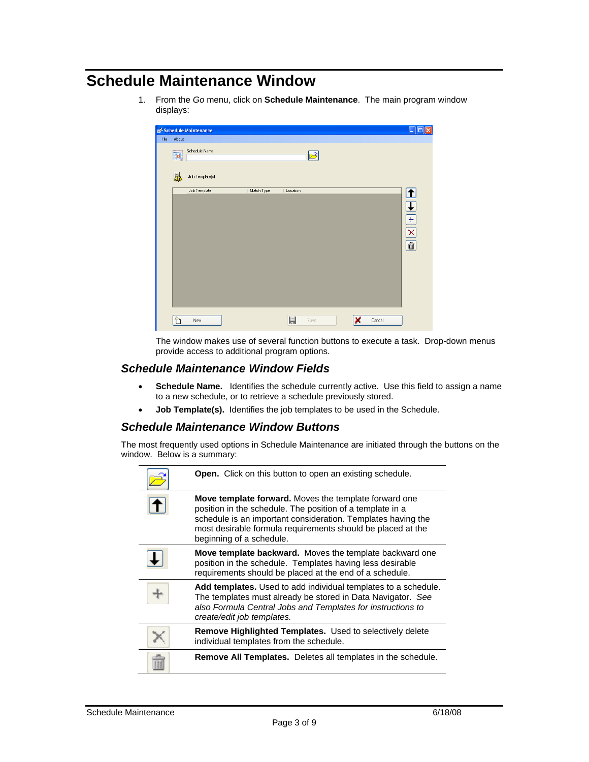# Schedule Maintenance Window

1. From the *Go* menu, click on **Schedule Maintenance**. The main program window displays:

   The window makes use of several function buttons to execute a task. Drop-down menus provide access to additional program options.

## Schedule Maintenance Window Fields

- **Schedule Name.** Identifies the schedule currently active. Use this field to assign a name to a new schedule, or to retrieve a schedule previously stored.
- **Job Template(s).** Identifies the job templates to be used in the Schedule.

## Schedule Maintenance Window Buttons

The most frequently used options in Schedule Maintenance are initiated through the buttons on the window. Below is a summary:

| Button | Description |
|---|---|
| | **Open.** Click on this button to open an existing schedule. |
| | **Move template forward.** Moves the template forward one position in the schedule. The position of a template in a schedule is an important consideration. Templates having the most desirable formula requirements should be placed at the beginning of a schedule. |
| | **Move template backward.** Moves the template backward one position in the schedule. Templates having less desirable requirements should be placed at the end of a schedule. |
| | **Add templates.** Used to add individual templates to a schedule. The templates must already be stored in Data Navigator. *See also Formula Central Jobs and Templates for instructions to create/edit job templates.* |
| | **Remove Highlighted Templates.** Used to selectively delete individual templates from the schedule. |
| | **Remove All Templates.** Deletes all templates in the schedule. |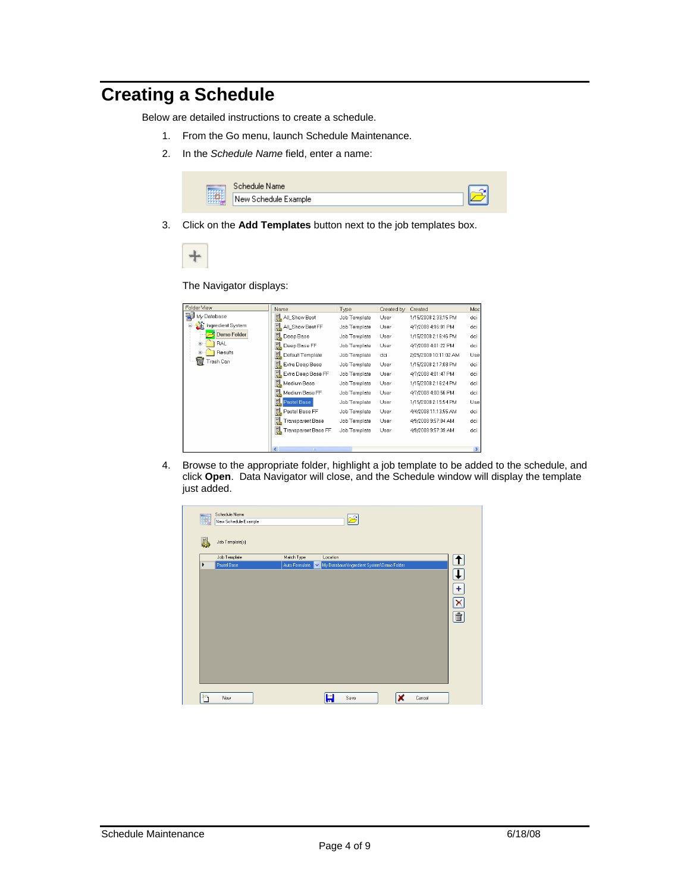# Creating a Schedule

Below are detailed instructions to create a schedule.

1. From the Go menu, launch Schedule Maintenance.
2. In the *Schedule Name* field, enter a name:
3. Click on the **Add Templates** button next to the job templates box.

   The Navigator displays:

4. Browse to the appropriate folder, highlight a job template to be added to the schedule, and click **Open**. Data Navigator will close, and the Schedule window will display the template just added.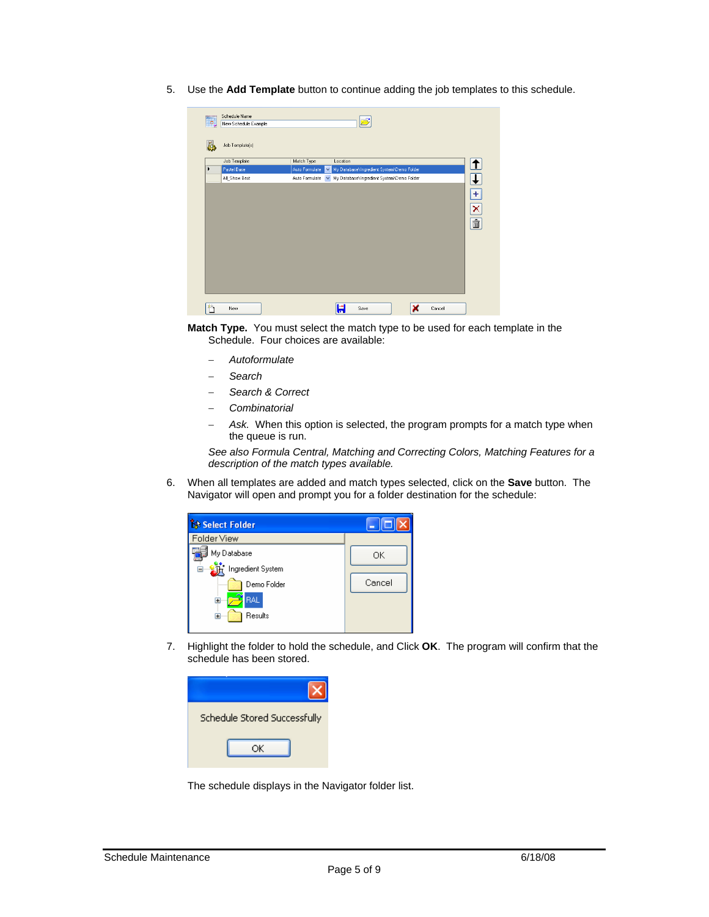5. Use the **Add Template** button to continue adding the job templates to this schedule.

   **Match Type.** You must select the match type to be used for each template in the Schedule. Four choices are available:

   - *Autoformulate*
   - *Search*
   - *Search & Correct*
   - *Combinatorial*
   - *Ask.* When this option is selected, the program prompts for a match type when the queue is run.

   *See also Formula Central, Matching and Correcting Colors, Matching Features for a description of the match types available.*

6. When all templates are added and match types selected, click on the **Save** button. The Navigator will open and prompt you for a folder destination for the schedule:

7. Highlight the folder to hold the schedule, and Click **OK**. The program will confirm that the schedule has been stored.

   The schedule displays in the Navigator folder list.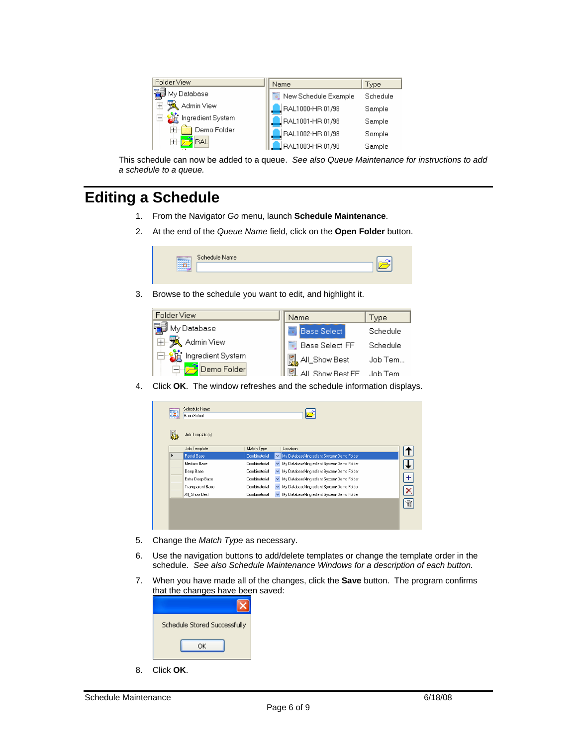This schedule can now be added to a queue. *See also Queue Maintenance for instructions to add a schedule to a queue.*

# Editing a Schedule

1. From the Navigator *Go* menu, launch **Schedule Maintenance**.
2. At the end of the *Queue Name* field, click on the **Open Folder** button.
3. Browse to the schedule you want to edit, and highlight it.
4. Click **OK**. The window refreshes and the schedule information displays.
5. Change the *Match Type* as necessary.
6. Use the navigation buttons to add/delete templates or change the template order in the schedule. *See also Schedule Maintenance Windows for a description of each button.*
7. When you have made all of the changes, click the **Save** button. The program confirms that the changes have been saved:
8. Click **OK**.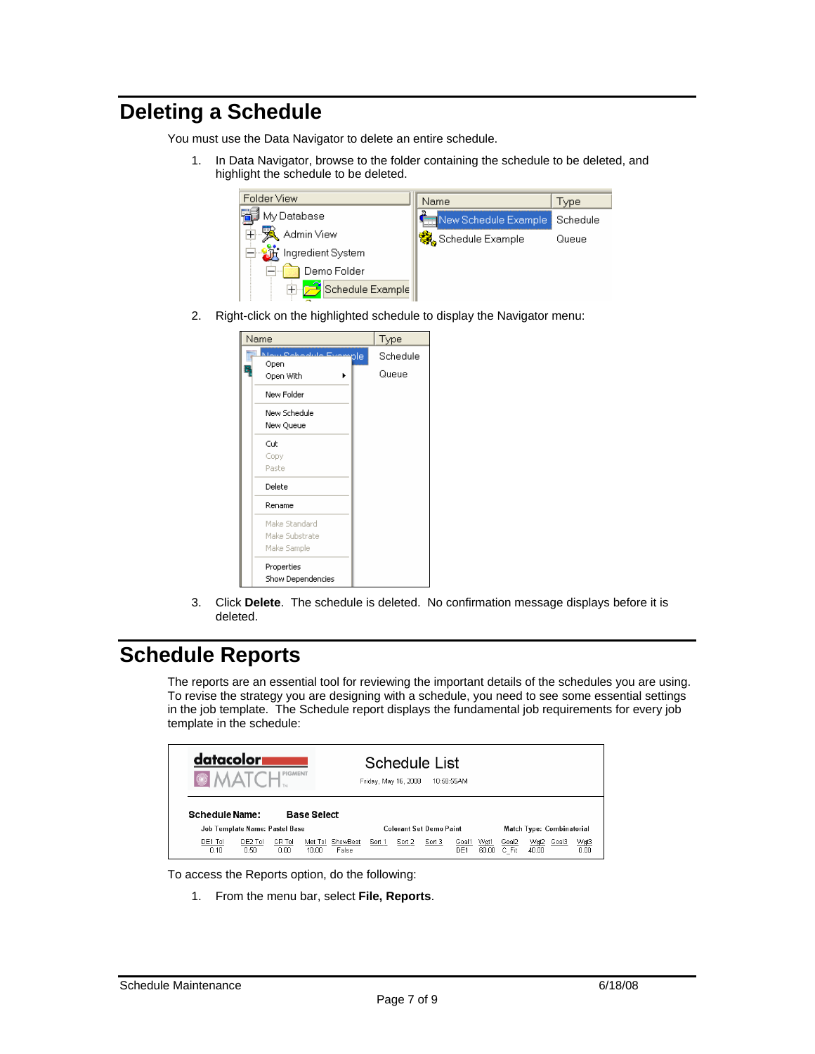# Deleting a Schedule

You must use the Data Navigator to delete an entire schedule.

1. In Data Navigator, browse to the folder containing the schedule to be deleted, and highlight the schedule to be deleted.

2. Right-click on the highlighted schedule to display the Navigator menu:

3. Click **Delete**. The schedule is deleted. No confirmation message displays before it is deleted.

# Schedule Reports

The reports are an essential tool for reviewing the important details of the schedules you are using. To revise the strategy you are designing with a schedule, you need to see some essential settings in the job template. The Schedule report displays the fundamental job requirements for every job template in the schedule:

To access the Reports option, do the following:

1. From the menu bar, select **File, Reports**.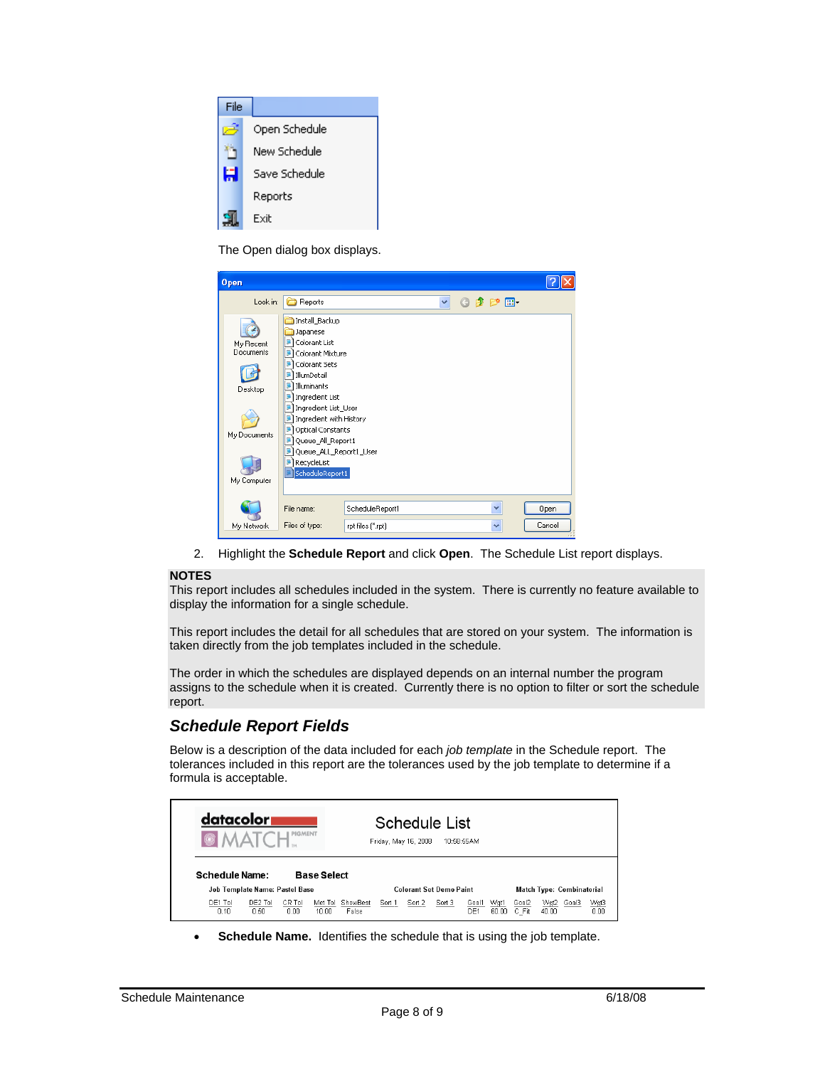| File |
| --- |
| Open Schedule |
| New Schedule |
| Save Schedule |
| Reports |
| Exit |

The Open dialog box displays.

Open

Look in: Reports

- Install_Backup
- Japanese
- Colorant List
- Colorant Mixture
- Colorant Sets
- IllumDetail
- Illuminants
- Ingredient List
- Ingredient List_User
- Ingredient with History
- Optical Constants
- Queue_All_Report1
- Queue_ALL_Report1_User
- RecycleList
- ScheduleReport1

File name: ScheduleReport1

Files of type: rpt files (*.rpt)

Open | Cancel

2. Highlight the **Schedule Report** and click **Open**. The Schedule List report displays.

**NOTES**

This report includes all schedules included in the system. There is currently no feature available to display the information for a single schedule.

This report includes the detail for all schedules that are stored on your system. The information is taken directly from the job templates included in the schedule.

The order in which the schedules are displayed depends on an internal number the program assigns to the schedule when it is created. Currently there is no option to filter or sort the schedule report.

## *Schedule Report Fields*

Below is a description of the data included for each *job template* in the Schedule report. The tolerances included in this report are the tolerances used by the job template to determine if a formula is acceptable.

datacolor MATCH PIGMENT

Schedule List

Friday, May 16, 2008 10:58:55AM

**Schedule Name: Base Select**

**Job Template Name: Pastel Base** | **Colorant Set Demo Paint** | **Match Type: Combinatorial**

| DE1 Tol | DE2 Tol | CR Tol | Met Tol | ShowBest | Sort 1 | Sort 2 | Sort 3 | Goal1 | Wgt1 | Goal2 | Wgt2 | Goal3 | Wgt3 |
| --- | --- | --- | --- | --- | --- | --- | --- | --- | --- | --- | --- | --- | --- |
| 0.10 | 0.50 | 0.00 | 10.00 | False | | | | DE1 | 60.00 | C_Fit | 40.00 | | 0.00 |

- **Schedule Name.** Identifies the schedule that is using the job template.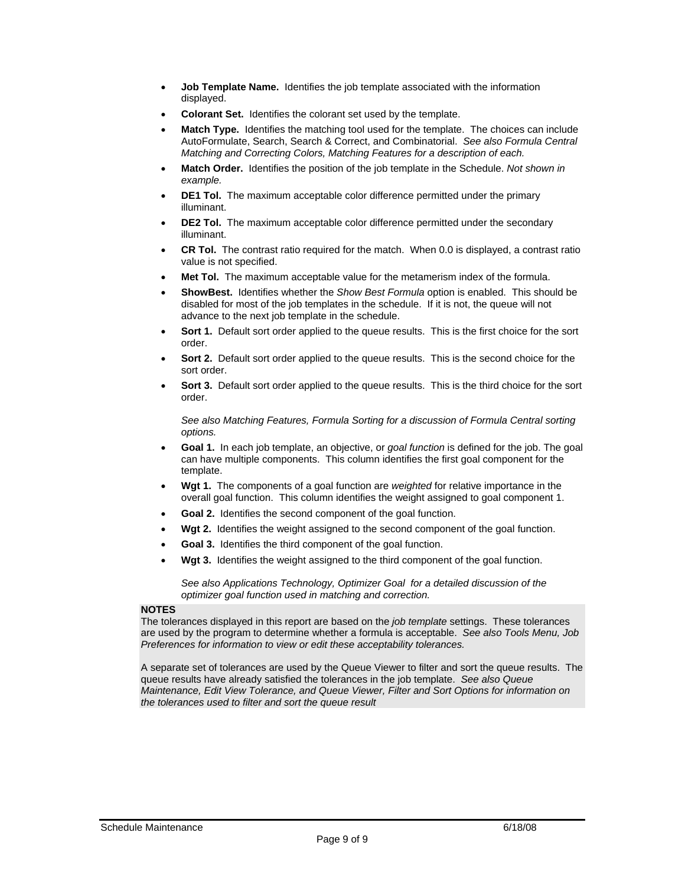- **Job Template Name.** Identifies the job template associated with the information displayed.
- **Colorant Set.** Identifies the colorant set used by the template.
- **Match Type.** Identifies the matching tool used for the template. The choices can include AutoFormulate, Search, Search & Correct, and Combinatorial. *See also Formula Central Matching and Correcting Colors, Matching Features for a description of each.*
- **Match Order.** Identifies the position of the job template in the Schedule. *Not shown in example.*
- **DE1 Tol.** The maximum acceptable color difference permitted under the primary illuminant.
- **DE2 Tol.** The maximum acceptable color difference permitted under the secondary illuminant.
- **CR Tol.** The contrast ratio required for the match. When 0.0 is displayed, a contrast ratio value is not specified.
- **Met Tol.** The maximum acceptable value for the metamerism index of the formula.
- **ShowBest.** Identifies whether the *Show Best Formula* option is enabled. This should be disabled for most of the job templates in the schedule. If it is not, the queue will not advance to the next job template in the schedule.
- **Sort 1.** Default sort order applied to the queue results. This is the first choice for the sort order.
- **Sort 2.** Default sort order applied to the queue results. This is the second choice for the sort order.
- **Sort 3.** Default sort order applied to the queue results. This is the third choice for the sort order.

  *See also Matching Features, Formula Sorting for a discussion of Formula Central sorting options.*

- **Goal 1.** In each job template, an objective, or *goal function* is defined for the job. The goal can have multiple components. This column identifies the first goal component for the template.
- **Wgt 1.** The components of a goal function are *weighted* for relative importance in the overall goal function. This column identifies the weight assigned to goal component 1.
- **Goal 2.** Identifies the second component of the goal function.
- **Wgt 2.** Identifies the weight assigned to the second component of the goal function.
- **Goal 3.** Identifies the third component of the goal function.
- **Wgt 3.** Identifies the weight assigned to the third component of the goal function.

  *See also Applications Technology, Optimizer Goal for a detailed discussion of the optimizer goal function used in matching and correction.*

**NOTES**

The tolerances displayed in this report are based on the *job template* settings. These tolerances are used by the program to determine whether a formula is acceptable. *See also Tools Menu, Job Preferences for information to view or edit these acceptability tolerances.*

A separate set of tolerances are used by the Queue Viewer to filter and sort the queue results. The queue results have already satisfied the tolerances in the job template. *See also Queue Maintenance, Edit View Tolerance, and Queue Viewer, Filter and Sort Options for information on the tolerances used to filter and sort the queue result*